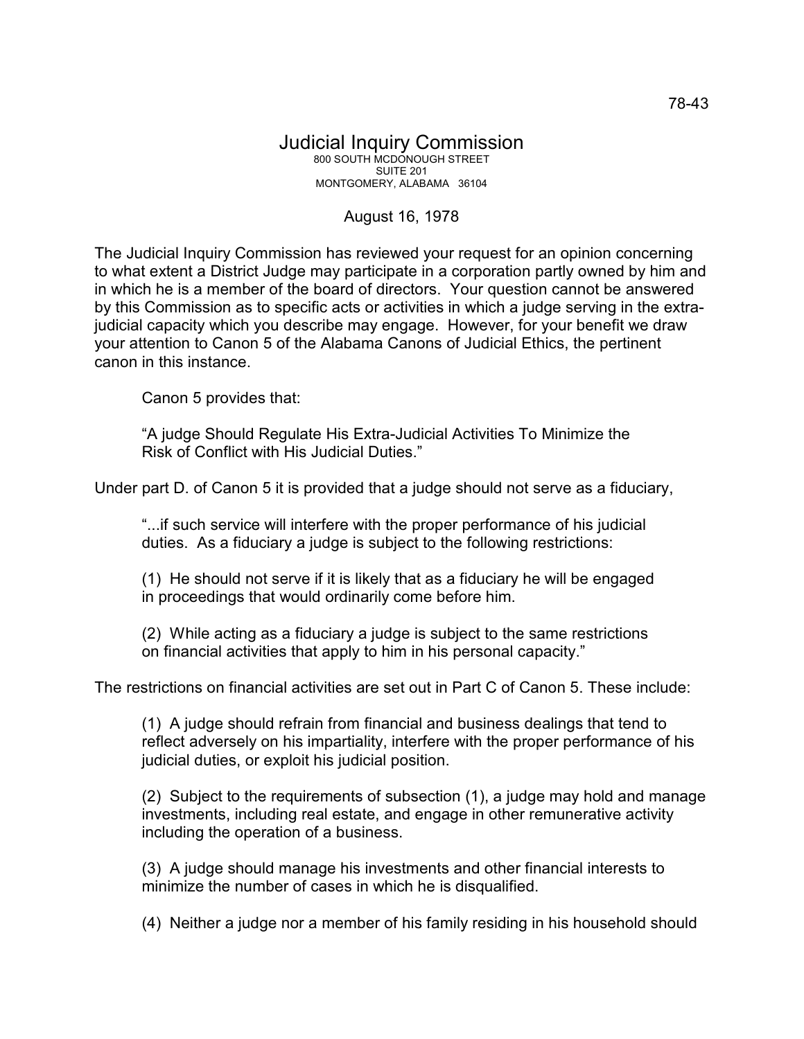78-43

# Judicial Inquiry Commission

800 SOUTH MCDONOUGH STREET
SUITE 201
MONTGOMERY, ALABAMA 36104

August 16, 1978

The Judicial Inquiry Commission has reviewed your request for an opinion concerning to what extent a District Judge may participate in a corporation partly owned by him and in which he is a member of the board of directors. Your question cannot be answered by this Commission as to specific acts or activities in which a judge serving in the extra-judicial capacity which you describe may engage. However, for your benefit we draw your attention to Canon 5 of the Alabama Canons of Judicial Ethics, the pertinent canon in this instance.

> Canon 5 provides that:
>
> "A judge Should Regulate His Extra-Judicial Activities To Minimize the Risk of Conflict with His Judicial Duties."

Under part D. of Canon 5 it is provided that a judge should not serve as a fiduciary,

> "...if such service will interfere with the proper performance of his judicial duties. As a fiduciary a judge is subject to the following restrictions:
>
> (1) He should not serve if it is likely that as a fiduciary he will be engaged in proceedings that would ordinarily come before him.
>
> (2) While acting as a fiduciary a judge is subject to the same restrictions on financial activities that apply to him in his personal capacity."

The restrictions on financial activities are set out in Part C of Canon 5. These include:

> (1) A judge should refrain from financial and business dealings that tend to reflect adversely on his impartiality, interfere with the proper performance of his judicial duties, or exploit his judicial position.
>
> (2) Subject to the requirements of subsection (1), a judge may hold and manage investments, including real estate, and engage in other remunerative activity including the operation of a business.
>
> (3) A judge should manage his investments and other financial interests to minimize the number of cases in which he is disqualified.
>
> (4) Neither a judge nor a member of his family residing in his household should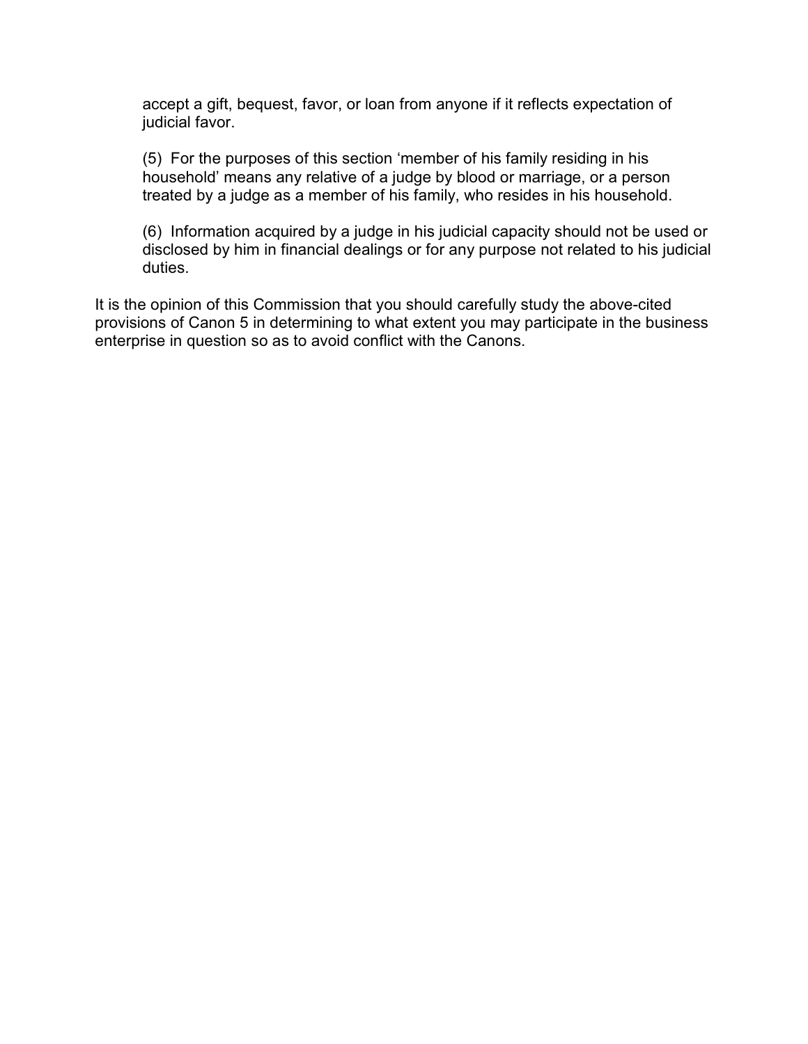accept a gift, bequest, favor, or loan from anyone if it reflects expectation of judicial favor.

(5) For the purposes of this section 'member of his family residing in his household' means any relative of a judge by blood or marriage, or a person treated by a judge as a member of his family, who resides in his household.

(6) Information acquired by a judge in his judicial capacity should not be used or disclosed by him in financial dealings or for any purpose not related to his judicial duties.

It is the opinion of this Commission that you should carefully study the above-cited provisions of Canon 5 in determining to what extent you may participate in the business enterprise in question so as to avoid conflict with the Canons.